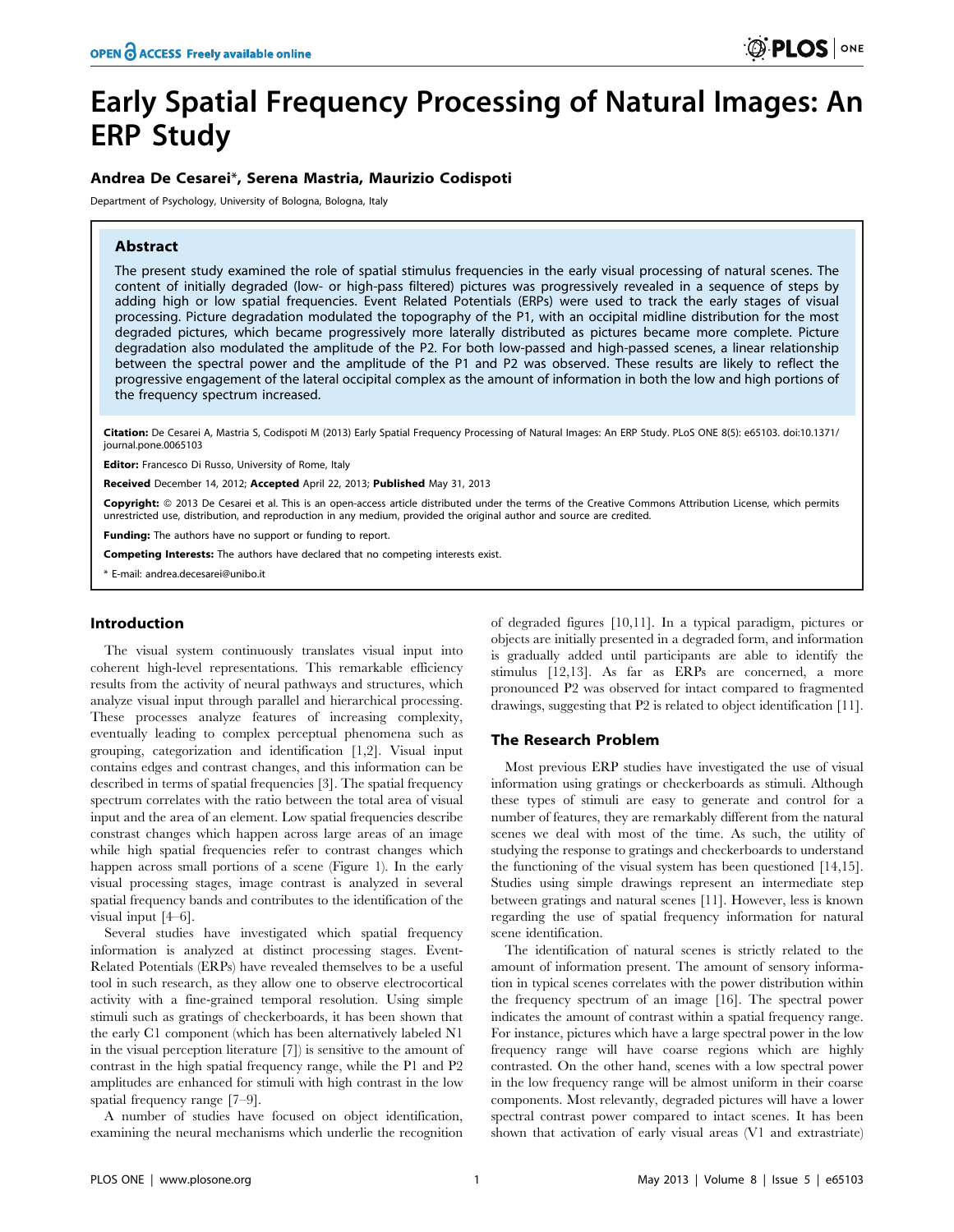# Early Spatial Frequency Processing of Natural Images: An ERP Study

**Andrea De Cesarei\*, Serena Mastria, Maurizio Codispoti**

Department of Psychology, University of Bologna, Bologna, Italy

## Abstract

The present study examined the role of spatial stimulus frequencies in the early visual processing of natural scenes. The content of initially degraded (low- or high-pass filtered) pictures was progressively revealed in a sequence of steps by adding high or low spatial frequencies. Event Related Potentials (ERPs) were used to track the early stages of visual processing. Picture degradation modulated the topography of the P1, with an occipital midline distribution for the most degraded pictures, which became progressively more laterally distributed as pictures became more complete. Picture degradation also modulated the amplitude of the P2. For both low-passed and high-passed scenes, a linear relationship between the spectral power and the amplitude of the P1 and P2 was observed. These results are likely to reflect the progressive engagement of the lateral occipital complex as the amount of information in both the low and high portions of the frequency spectrum increased.

**Citation:** De Cesarei A, Mastria S, Codispoti M (2013) Early Spatial Frequency Processing of Natural Images: An ERP Study. PLoS ONE 8(5): e65103. doi:10.1371/journal.pone.0065103

**Editor:** Francesco Di Russo, University of Rome, Italy

**Received** December 14, 2012; **Accepted** April 22, 2013; **Published** May 31, 2013

**Copyright:** © 2013 De Cesarei et al. This is an open-access article distributed under the terms of the Creative Commons Attribution License, which permits unrestricted use, distribution, and reproduction in any medium, provided the original author and source are credited.

**Funding:** The authors have no support or funding to report.

**Competing Interests:** The authors have declared that no competing interests exist.

\* E-mail: andrea.decesarei@unibo.it

## Introduction

The visual system continuously translates visual input into coherent high-level representations. This remarkable efficiency results from the activity of neural pathways and structures, which analyze visual input through parallel and hierarchical processing. These processes analyze features of increasing complexity, eventually leading to complex perceptual phenomena such as grouping, categorization and identification [1,2]. Visual input contains edges and contrast changes, and this information can be described in terms of spatial frequencies [3]. The spatial frequency spectrum correlates with the ratio between the total area of visual input and the area of an element. Low spatial frequencies describe constrast changes which happen across large areas of an image while high spatial frequencies refer to contrast changes which happen across small portions of a scene (Figure 1). In the early visual processing stages, image contrast is analyzed in several spatial frequency bands and contributes to the identification of the visual input [4–6].

Several studies have investigated which spatial frequency information is analyzed at distinct processing stages. Event-Related Potentials (ERPs) have revealed themselves to be a useful tool in such research, as they allow one to observe electrocortical activity with a fine-grained temporal resolution. Using simple stimuli such as gratings of checkerboards, it has been shown that the early C1 component (which has been alternatively labeled N1 in the visual perception literature [7]) is sensitive to the amount of contrast in the high spatial frequency range, while the P1 and P2 amplitudes are enhanced for stimuli with high contrast in the low spatial frequency range [7–9].

A number of studies have focused on object identification, examining the neural mechanisms which underlie the recognition of degraded figures [10,11]. In a typical paradigm, pictures or objects are initially presented in a degraded form, and information is gradually added until participants are able to identify the stimulus [12,13]. As far as ERPs are concerned, a more pronounced P2 was observed for intact compared to fragmented drawings, suggesting that P2 is related to object identification [11].

## The Research Problem

Most previous ERP studies have investigated the use of visual information using gratings or checkerboards as stimuli. Although these types of stimuli are easy to generate and control for a number of features, they are remarkably different from the natural scenes we deal with most of the time. As such, the utility of studying the response to gratings and checkerboards to understand the functioning of the visual system has been questioned [14,15]. Studies using simple drawings represent an intermediate step between gratings and natural scenes [11]. However, less is known regarding the use of spatial frequency information for natural scene identification.

The identification of natural scenes is strictly related to the amount of information present. The amount of sensory information in typical scenes correlates with the power distribution within the frequency spectrum of an image [16]. The spectral power indicates the amount of contrast within a spatial frequency range. For instance, pictures which have a large spectral power in the low frequency range will have coarse regions which are highly contrasted. On the other hand, scenes with a low spectral power in the low frequency range will be almost uniform in their coarse components. Most relevantly, degraded pictures will have a lower spectral contrast power compared to intact scenes. It has been shown that activation of early visual areas (V1 and extrastriate)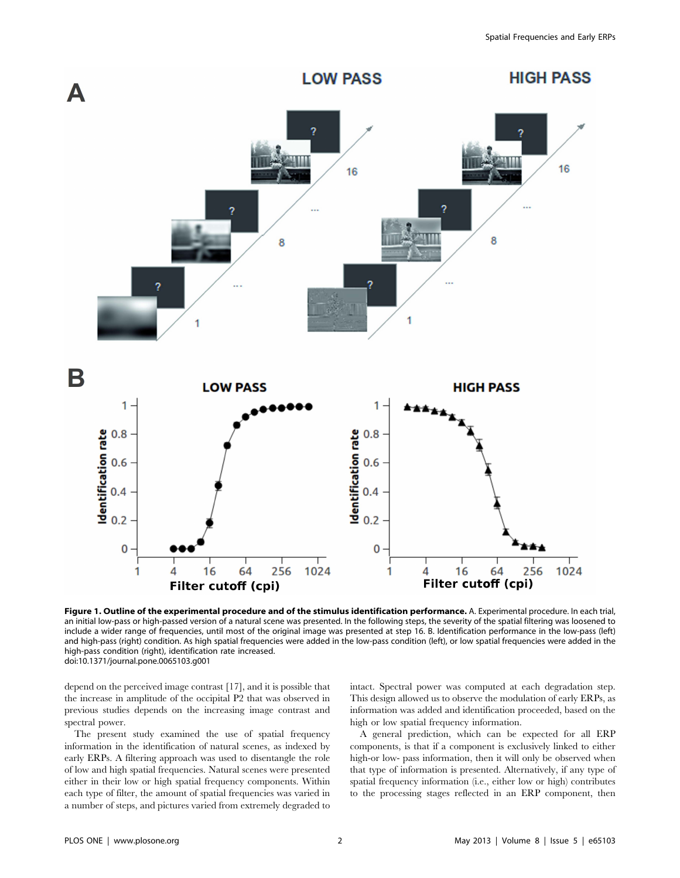**Figure 1. Outline of the experimental procedure and of the stimulus identification performance.** A. Experimental procedure. In each trial, an initial low-pass or high-passed version of a natural scene was presented. In the following steps, the severity of the spatial filtering was loosened to include a wider range of frequencies, until most of the original image was presented at step 16. B. Identification performance in the low-pass (left) and high-pass (right) condition. As high spatial frequencies were added in the low-pass condition (left), or low spatial frequencies were added in the high-pass condition (right), identification rate increased.
doi:10.1371/journal.pone.0065103.g001

depend on the perceived image contrast [17], and it is possible that the increase in amplitude of the occipital P2 that was observed in previous studies depends on the increasing image contrast and spectral power.

The present study examined the use of spatial frequency information in the identification of natural scenes, as indexed by early ERPs. A filtering approach was used to disentangle the role of low and high spatial frequencies. Natural scenes were presented either in their low or high spatial frequency components. Within each type of filter, the amount of spatial frequencies was varied in a number of steps, and pictures varied from extremely degraded to intact. Spectral power was computed at each degradation step. This design allowed us to observe the modulation of early ERPs, as information was added and identification proceeded, based on the high or low spatial frequency information.

A general prediction, which can be expected for all ERP components, is that if a component is exclusively linked to either high-or low- pass information, then it will only be observed when that type of information is presented. Alternatively, if any type of spatial frequency information (i.e., either low or high) contributes to the processing stages reflected in an ERP component, then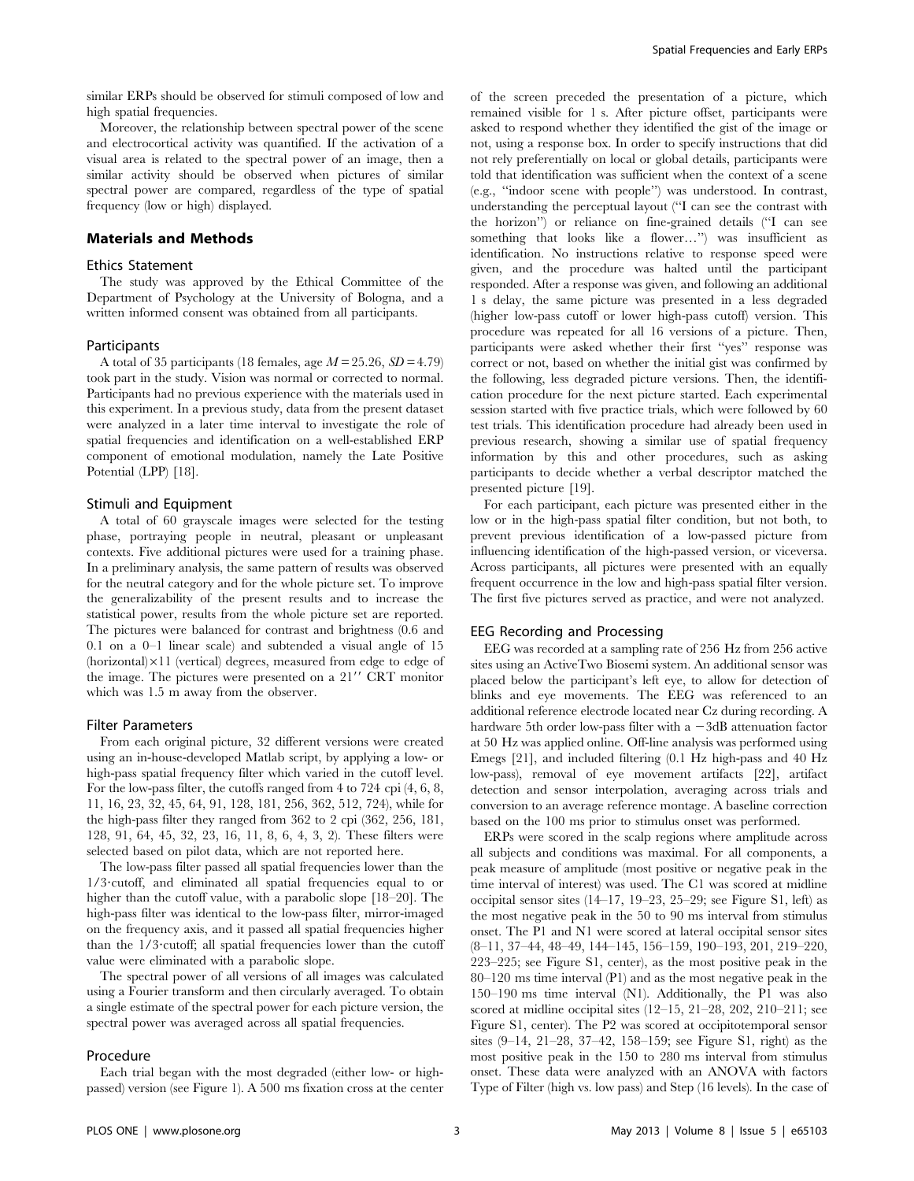similar ERPs should be observed for stimuli composed of low and high spatial frequencies.

Moreover, the relationship between spectral power of the scene and electrocortical activity was quantified. If the activation of a visual area is related to the spectral power of an image, then a similar activity should be observed when pictures of similar spectral power are compared, regardless of the type of spatial frequency (low or high) displayed.

## Materials and Methods

### Ethics Statement

The study was approved by the Ethical Committee of the Department of Psychology at the University of Bologna, and a written informed consent was obtained from all participants.

### Participants

A total of 35 participants (18 females, age $M = 25.26$, $SD = 4.79$) took part in the study. Vision was normal or corrected to normal. Participants had no previous experience with the materials used in this experiment. In a previous study, data from the present dataset were analyzed in a later time interval to investigate the role of spatial frequencies and identification on a well-established ERP component of emotional modulation, namely the Late Positive Potential (LPP) [18].

### Stimuli and Equipment

A total of 60 grayscale images were selected for the testing phase, portraying people in neutral, pleasant or unpleasant contexts. Five additional pictures were used for a training phase. In a preliminary analysis, the same pattern of results was observed for the neutral category and for the whole picture set. To improve the generalizability of the present results and to increase the statistical power, results from the whole picture set are reported. The pictures were balanced for contrast and brightness (0.6 and 0.1 on a 0–1 linear scale) and subtended a visual angle of 15 (horizontal)×11 (vertical) degrees, measured from edge to edge of the image. The pictures were presented on a 21″ CRT monitor which was 1.5 m away from the observer.

### Filter Parameters

From each original picture, 32 different versions were created using an in-house-developed Matlab script, by applying a low- or high-pass spatial frequency filter which varied in the cutoff level. For the low-pass filter, the cutoffs ranged from 4 to 724 cpi (4, 6, 8, 11, 16, 23, 32, 45, 64, 91, 128, 181, 256, 362, 512, 724), while for the high-pass filter they ranged from 362 to 2 cpi (362, 256, 181, 128, 91, 64, 45, 32, 23, 16, 11, 8, 6, 4, 3, 2). These filters were selected based on pilot data, which are not reported here.

The low-pass filter passed all spatial frequencies lower than the 1/3·cutoff, and eliminated all spatial frequencies equal to or higher than the cutoff value, with a parabolic slope [18–20]. The high-pass filter was identical to the low-pass filter, mirror-imaged on the frequency axis, and it passed all spatial frequencies higher than the 1/3·cutoff; all spatial frequencies lower than the cutoff value were eliminated with a parabolic slope.

The spectral power of all versions of all images was calculated using a Fourier transform and then circularly averaged. To obtain a single estimate of the spectral power for each picture version, the spectral power was averaged across all spatial frequencies.

### Procedure

Each trial began with the most degraded (either low- or high-passed) version (see Figure 1). A 500 ms fixation cross at the center of the screen preceded the presentation of a picture, which remained visible for 1 s. After picture offset, participants were asked to respond whether they identified the gist of the image or not, using a response box. In order to specify instructions that did not rely preferentially on local or global details, participants were told that identification was sufficient when the context of a scene (e.g., "indoor scene with people") was understood. In contrast, understanding the perceptual layout ("I can see the contrast with the horizon") or reliance on fine-grained details ("I can see something that looks like a flower…") was insufficient as identification. No instructions relative to response speed were given, and the procedure was halted until the participant responded. After a response was given, and following an additional 1 s delay, the same picture was presented in a less degraded (higher low-pass cutoff or lower high-pass cutoff) version. This procedure was repeated for all 16 versions of a picture. Then, participants were asked whether their first "yes" response was correct or not, based on whether the initial gist was confirmed by the following, less degraded picture versions. Then, the identification procedure for the next picture started. Each experimental session started with five practice trials, which were followed by 60 test trials. This identification procedure had already been used in previous research, showing a similar use of spatial frequency information by this and other procedures, such as asking participants to decide whether a verbal descriptor matched the presented picture [19].

For each participant, each picture was presented either in the low or in the high-pass spatial filter condition, but not both, to prevent previous identification of a low-passed picture from influencing identification of the high-passed version, or viceversa. Across participants, all pictures were presented with an equally frequent occurrence in the low and high-pass spatial filter version. The first five pictures served as practice, and were not analyzed.

### EEG Recording and Processing

EEG was recorded at a sampling rate of 256 Hz from 256 active sites using an ActiveTwo Biosemi system. An additional sensor was placed below the participant's left eye, to allow for detection of blinks and eye movements. The EEG was referenced to an additional reference electrode located near Cz during recording. A hardware 5th order low-pass filter with a −3dB attenuation factor at 50 Hz was applied online. Off-line analysis was performed using Emegs [21], and included filtering (0.1 Hz high-pass and 40 Hz low-pass), removal of eye movement artifacts [22], artifact detection and sensor interpolation, averaging across trials and conversion to an average reference montage. A baseline correction based on the 100 ms prior to stimulus onset was performed.

ERPs were scored in the scalp regions where amplitude across all subjects and conditions was maximal. For all components, a peak measure of amplitude (most positive or negative peak in the time interval of interest) was used. The C1 was scored at midline occipital sensor sites (14–17, 19–23, 25–29; see Figure S1, left) as the most negative peak in the 50 to 90 ms interval from stimulus onset. The P1 and N1 were scored at lateral occipital sensor sites (8–11, 37–44, 48–49, 144–145, 156–159, 190–193, 201, 219–220, 223–225; see Figure S1, center), as the most positive peak in the 80–120 ms time interval (P1) and as the most negative peak in the 150–190 ms time interval (N1). Additionally, the P1 was also scored at midline occipital sites (12–15, 21–28, 202, 210–211; see Figure S1, center). The P2 was scored at occipitotemporal sensor sites (9–14, 21–28, 37–42, 158–159; see Figure S1, right) as the most positive peak in the 150 to 280 ms interval from stimulus onset. These data were analyzed with an ANOVA with factors Type of Filter (high vs. low pass) and Step (16 levels). In the case of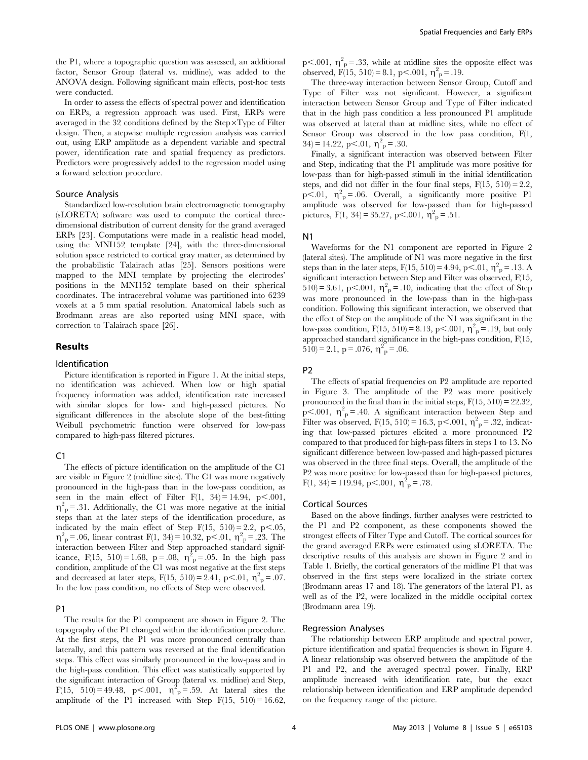the P1, where a topographic question was assessed, an additional factor, Sensor Group (lateral vs. midline), was added to the ANOVA design. Following significant main effects, post-hoc tests were conducted.

In order to assess the effects of spectral power and identification on ERPs, a regression approach was used. First, ERPs were averaged in the 32 conditions defined by the Step×Type of Filter design. Then, a stepwise multiple regression analysis was carried out, using ERP amplitude as a dependent variable and spectral power, identification rate and spatial frequency as predictors. Predictors were progressively added to the regression model using a forward selection procedure.

### Source Analysis

Standardized low-resolution brain electromagnetic tomography (sLORETA) software was used to compute the cortical three-dimensional distribution of current density for the grand averaged ERPs [23]. Computations were made in a realistic head model, using the MNI152 template [24], with the three-dimensional solution space restricted to cortical gray matter, as determined by the probabilistic Talairach atlas [25]. Sensors positions were mapped to the MNI152 template by projecting the electrodes' positions in the MNI152 template based on their spherical coordinates. The intracerebral volume was partitioned into 6239 voxels at a 5 mm spatial resolution. Anatomical labels such as Brodmann areas are also reported using MNI space, with correction to Talairach space [26].

## Results

### Identification

Picture identification is reported in Figure 1. At the initial steps, no identification was achieved. When low or high spatial frequency information was added, identification rate increased with similar slopes for low- and high-passed pictures. No significant differences in the absolute slope of the best-fitting Weibull psychometric function were observed for low-pass compared to high-pass filtered pictures.

### C1

The effects of picture identification on the amplitude of the C1 are visible in Figure 2 (midline sites). The C1 was more negatively pronounced in the high-pass than in the low-pass condition, as seen in the main effect of Filter $F(1, 34) = 14.94$, $p < .001$, $\eta^2_p = .31$. Additionally, the C1 was more negative at the initial steps than at the later steps of the identification procedure, as indicated by the main effect of Step $F(15, 510) = 2.2$, $p < .05$, $\eta^2_p = .06$, linear contrast $F(1, 34) = 10.32$, $p < .01$, $\eta^2_p = .23$. The interaction between Filter and Step approached standard significance, $F(15, 510) = 1.68$, $p = .08$, $\eta^2_p = .05$. In the high pass condition, amplitude of the C1 was most negative at the first steps and decreased at later steps, $F(15, 510) = 2.41$, $p < .01$, $\eta^2_p = .07$. In the low pass condition, no effects of Step were observed.

### P1

The results for the P1 component are shown in Figure 2. The topography of the P1 changed within the identification procedure. At the first steps, the P1 was more pronounced centrally than laterally, and this pattern was reversed at the final identification steps. This effect was similarly pronounced in the low-pass and in the high-pass condition. This effect was statistically supported by the significant interaction of Group (lateral vs. midline) and Step, $F(15, 510) = 49.48$, $p < .001$, $\eta^2_p = .59$. At lateral sites the amplitude of the P1 increased with Step $F(15, 510) = 16.62$, $p < .001$, $\eta^2_p = .33$, while at midline sites the opposite effect was observed, $F(15, 510) = 8.1$, $p < .001$, $\eta^2_p = .19$.

The three-way interaction between Sensor Group, Cutoff and Type of Filter was not significant. However, a significant interaction between Sensor Group and Type of Filter indicated that in the high pass condition a less pronounced P1 amplitude was observed at lateral than at midline sites, while no effect of Sensor Group was observed in the low pass condition, $F(1, 34) = 14.22$, $p < .01$, $\eta^2_p = .30$.

Finally, a significant interaction was observed between Filter and Step, indicating that the P1 amplitude was more positive for low-pass than for high-passed stimuli in the initial identification steps, and did not differ in the four final steps, $F(15, 510) = 2.2$, $p < .01$, $\eta^2_p = .06$. Overall, a significantly more positive P1 amplitude was observed for low-passed than for high-passed pictures, $F(1, 34) = 35.27$, $p < .001$, $\eta^2_p = .51$.

### N1

Waveforms for the N1 component are reported in Figure 2 (lateral sites). The amplitude of N1 was more negative in the first steps than in the later steps, $F(15, 510) = 4.94$, $p < .01$, $\eta^2_p = .13$. A significant interaction between Step and Filter was observed, $F(15, 510) = 3.61$, $p < .001$, $\eta^2_p = .10$, indicating that the effect of Step was more pronounced in the low-pass than in the high-pass condition. Following this significant interaction, we observed that the effect of Step on the amplitude of the N1 was significant in the low-pass condition, $F(15, 510) = 8.13$, $p < .001$, $\eta^2_p = .19$, but only approached standard significance in the high-pass condition, $F(15, 510) = 2.1$, $p = .076$, $\eta^2_p = .06$.

### P2

The effects of spatial frequencies on P2 amplitude are reported in Figure 3. The amplitude of the P2 was more positively pronounced in the final than in the initial steps, $F(15, 510) = 22.32$, $p < .001$, $\eta^2_p = .40$. A significant interaction between Step and Filter was observed, $F(15, 510) = 16.3$, $p < .001$, $\eta^2_p = .32$, indicating that low-passed pictures elicited a more pronounced P2 compared to that produced for high-pass filters in steps 1 to 13. No significant difference between low-passed and high-passed pictures was observed in the three final steps. Overall, the amplitude of the P2 was more positive for low-passed than for high-passed pictures, $F(1, 34) = 119.94$, $p < .001$, $\eta^2_p = .78$.

### Cortical Sources

Based on the above findings, further analyses were restricted to the P1 and P2 component, as these components showed the strongest effects of Filter Type and Cutoff. The cortical sources for the grand averaged ERPs were estimated using sLORETA. The descriptive results of this analysis are shown in Figure 2 and in Table 1. Briefly, the cortical generators of the midline P1 that was observed in the first steps were localized in the striate cortex (Brodmann areas 17 and 18). The generators of the lateral P1, as well as of the P2, were localized in the middle occipital cortex (Brodmann area 19).

### Regression Analyses

The relationship between ERP amplitude and spectral power, picture identification and spatial frequencies is shown in Figure 4. A linear relationship was observed between the amplitude of the P1 and P2, and the averaged spectral power. Finally, ERP amplitude increased with identification rate, but the exact relationship between identification and ERP amplitude depended on the frequency range of the picture.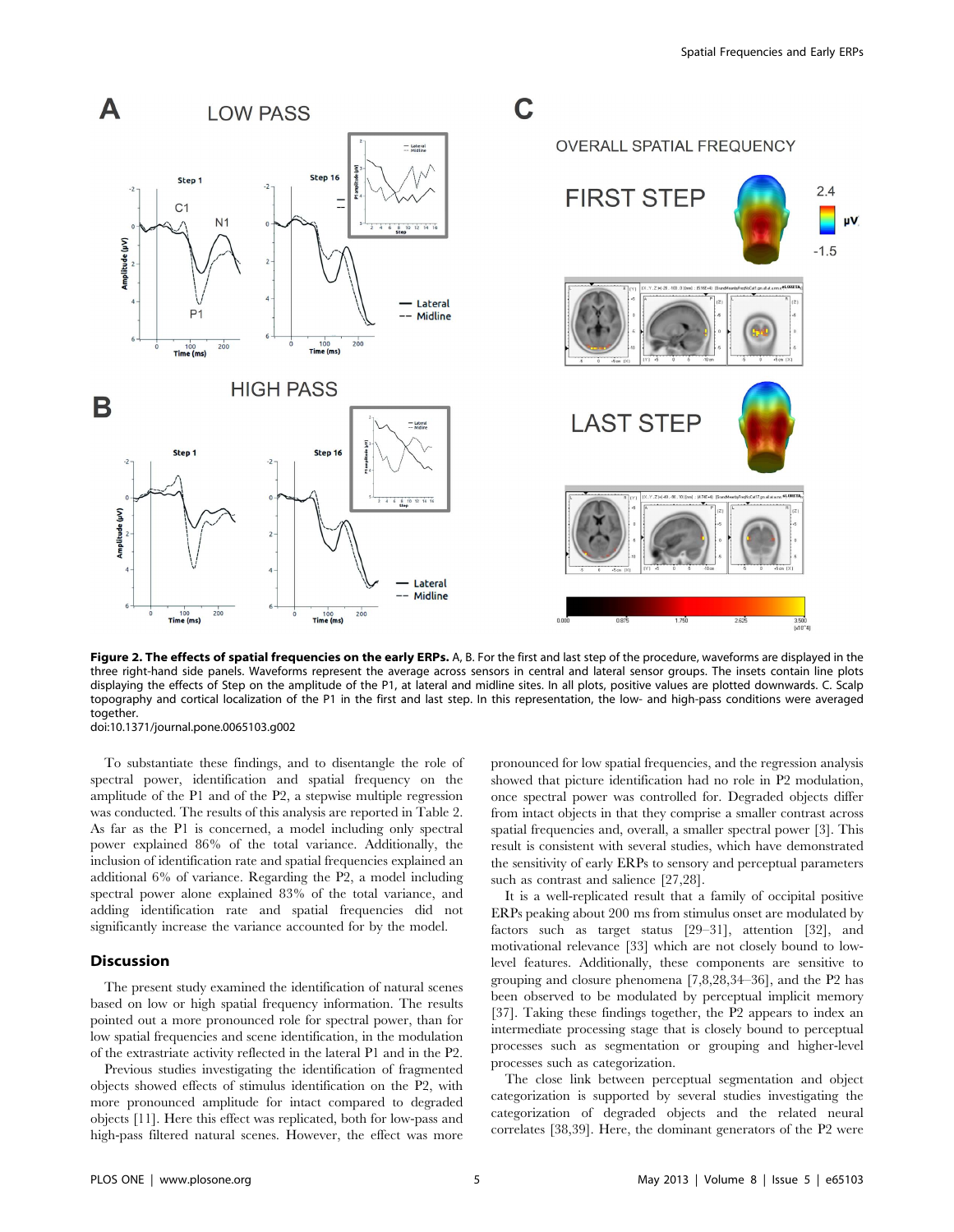**Figure 2. The effects of spatial frequencies on the early ERPs.** A, B. For the first and last step of the procedure, waveforms are displayed in the three right-hand side panels. Waveforms represent the average across sensors in central and lateral sensor groups. The insets contain line plots displaying the effects of Step on the amplitude of the P1, at lateral and midline sites. In all plots, positive values are plotted downwards. C. Scalp topography and cortical localization of the P1 in the first and last step. In this representation, the low- and high-pass conditions were averaged together.
doi:10.1371/journal.pone.0065103.g002

To substantiate these findings, and to disentangle the role of spectral power, identification and spatial frequency on the amplitude of the P1 and of the P2, a stepwise multiple regression was conducted. The results of this analysis are reported in Table 2. As far as the P1 is concerned, a model including only spectral power explained 86% of the total variance. Additionally, the inclusion of identification rate and spatial frequencies explained an additional 6% of variance. Regarding the P2, a model including spectral power alone explained 83% of the total variance, and adding identification rate and spatial frequencies did not significantly increase the variance accounted for by the model.

## Discussion

The present study examined the identification of natural scenes based on low or high spatial frequency information. The results pointed out a more pronounced role for spectral power, than for low spatial frequencies and scene identification, in the modulation of the extrastriate activity reflected in the lateral P1 and in the P2.

Previous studies investigating the identification of fragmented objects showed effects of stimulus identification on the P2, with more pronounced amplitude for intact compared to degraded objects [11]. Here this effect was replicated, both for low-pass and high-pass filtered natural scenes. However, the effect was more pronounced for low spatial frequencies, and the regression analysis showed that picture identification had no role in P2 modulation, once spectral power was controlled for. Degraded objects differ from intact objects in that they comprise a smaller contrast across spatial frequencies and, overall, a smaller spectral power [3]. This result is consistent with several studies, which have demonstrated the sensitivity of early ERPs to sensory and perceptual parameters such as contrast and salience [27,28].

It is a well-replicated result that a family of occipital positive ERPs peaking about 200 ms from stimulus onset are modulated by factors such as target status [29–31], attention [32], and motivational relevance [33] which are not closely bound to low-level features. Additionally, these components are sensitive to grouping and closure phenomena [7,8,28,34–36], and the P2 has been observed to be modulated by perceptual implicit memory [37]. Taking these findings together, the P2 appears to index an intermediate processing stage that is closely bound to perceptual processes such as segmentation or grouping and higher-level processes such as categorization.

The close link between perceptual segmentation and object categorization is supported by several studies investigating the categorization of degraded objects and the related neural correlates [38,39]. Here, the dominant generators of the P2 were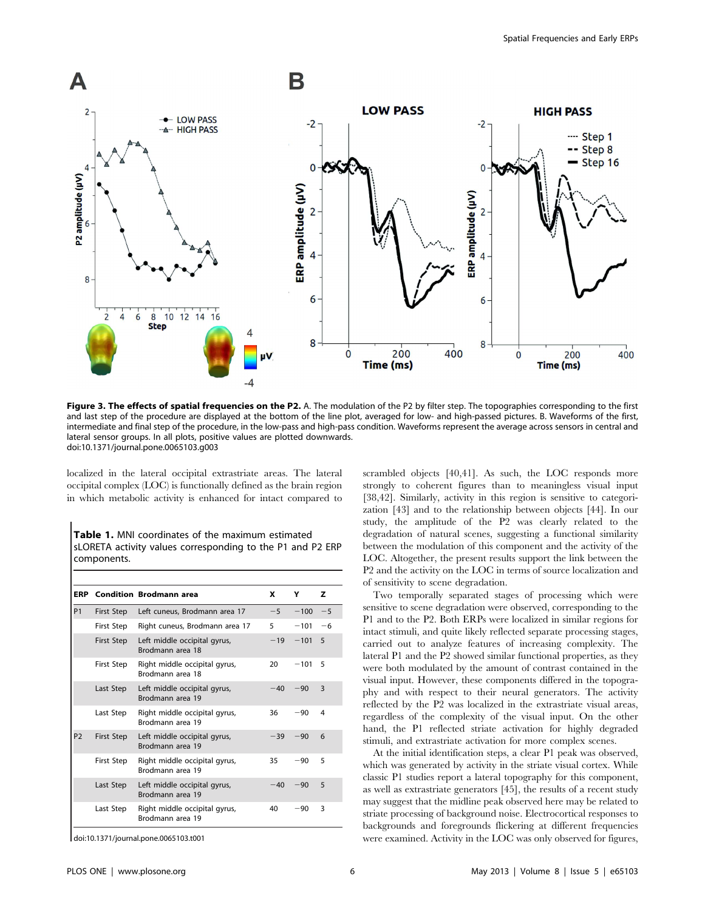**Figure 3. The effects of spatial frequencies on the P2.** A. The modulation of the P2 by filter step. The topographies corresponding to the first and last step of the procedure are displayed at the bottom of the line plot, averaged for low- and high-passed pictures. B. Waveforms of the first, intermediate and final step of the procedure, in the low-pass and high-pass condition. Waveforms represent the average across sensors in central and lateral sensor groups. In all plots, positive values are plotted downwards.
doi:10.1371/journal.pone.0065103.g003

localized in the lateral occipital extrastriate areas. The lateral occipital complex (LOC) is functionally defined as the brain region in which metabolic activity is enhanced for intact compared to scrambled objects [40,41]. As such, the LOC responds more strongly to coherent figures than to meaningless visual input [38,42]. Similarly, activity in this region is sensitive to categorization [43] and to the relationship between objects [44]. In our study, the amplitude of the P2 was clearly related to the degradation of natural scenes, suggesting a functional similarity between the modulation of this component and the activity of the LOC. Altogether, the present results support the link between the P2 and the activity on the LOC in terms of source localization and of sensitivity to scene degradation.

**Table 1.** MNI coordinates of the maximum estimated sLORETA activity values corresponding to the P1 and P2 ERP components.

| ERP | Condition | Brodmann area | X | Y | Z |
|---|---|---|---|---|---|
| P1 | First Step | Left cuneus, Brodmann area 17 | −5 | −100 | −5 |
| | First Step | Right cuneus, Brodmann area 17 | 5 | −101 | −6 |
| | First Step | Left middle occipital gyrus, Brodmann area 18 | −19 | −101 | 5 |
| | First Step | Right middle occipital gyrus, Brodmann area 18 | 20 | −101 | 5 |
| | Last Step | Left middle occipital gyrus, Brodmann area 19 | −40 | −90 | 3 |
| | Last Step | Right middle occipital gyrus, Brodmann area 19 | 36 | −90 | 4 |
| P2 | First Step | Left middle occipital gyrus, Brodmann area 19 | −39 | −90 | 6 |
| | First Step | Right middle occipital gyrus, Brodmann area 19 | 35 | −90 | 5 |
| | Last Step | Left middle occipital gyrus, Brodmann area 19 | −40 | −90 | 5 |
| | Last Step | Right middle occipital gyrus, Brodmann area 19 | 40 | −90 | 3 |

doi:10.1371/journal.pone.0065103.t001

Two temporally separated stages of processing which were sensitive to scene degradation were observed, corresponding to the P1 and to the P2. Both ERPs were localized in similar regions for intact stimuli, and quite likely reflected separate processing stages, carried out to analyze features of increasing complexity. The lateral P1 and the P2 showed similar functional properties, as they were both modulated by the amount of contrast contained in the visual input. However, these components differed in the topography and with respect to their neural generators. The activity reflected by the P2 was localized in the extrastriate visual areas, regardless of the complexity of the visual input. On the other hand, the P1 reflected striate activation for highly degraded stimuli, and extrastriate activation for more complex scenes.

At the initial identification steps, a clear P1 peak was observed, which was generated by activity in the striate visual cortex. While classic P1 studies report a lateral topography for this component, as well as extrastriate generators [45], the results of a recent study may suggest that the midline peak observed here may be related to striate processing of background noise. Electrocortical responses to backgrounds and foregrounds flickering at different frequencies were examined. Activity in the LOC was only observed for figures,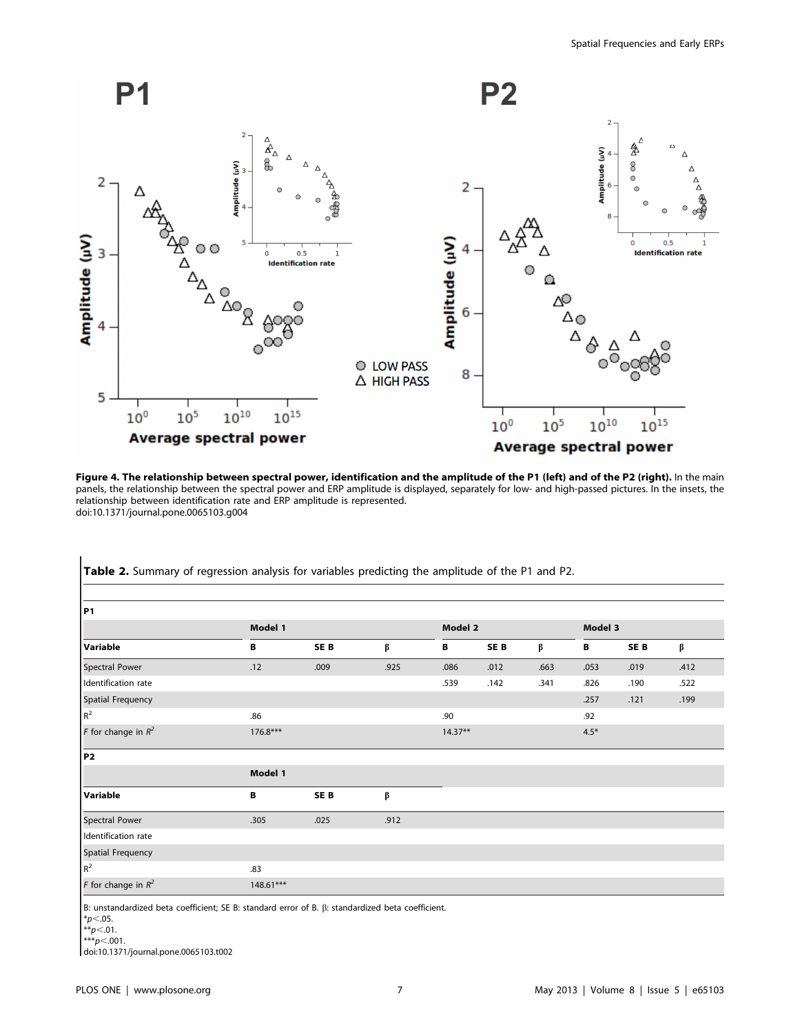**Figure 4. The relationship between spectral power, identification and the amplitude of the P1 (left) and of the P2 (right).** In the main panels, the relationship between the spectral power and ERP amplitude is displayed, separately for low- and high-passed pictures. In the insets, the relationship between identification rate and ERP amplitude is represented.
doi:10.1371/journal.pone.0065103.g004

**Table 2.** Summary of regression analysis for variables predicting the amplitude of the P1 and P2.

| **P1** | | | | | | | | | |
|---|---|---|---|---|---|---|---|---|---|
| | **Model 1** | | | **Model 2** | | | **Model 3** | | |
| **Variable** | **B** | **SE B** | **β** | **B** | **SE B** | **β** | **B** | **SE B** | **β** |
| Spectral Power | .12 | .009 | .925 | .086 | .012 | .663 | .053 | .019 | .412 |
| Identification rate | | | | .539 | .142 | .341 | .826 | .190 | .522 |
| Spatial Frequency | | | | | | | .257 | .121 | .199 |
| $R^2$ | .86 | | | .90 | | | .92 | | |
| *F* for change in $R^2$ | 176.8*** | | | 14.37** | | | 4.5* | | |
| **P2** | | | | | | | | | |
| | **Model 1** | | | | | | | | |
| **Variable** | **B** | **SE B** | **β** | | | | | | |
| Spectral Power | .305 | .025 | .912 | | | | | | |
| Identification rate | | | | | | | | | |
| Spatial Frequency | | | | | | | | | |
| $R^2$ | .83 | | | | | | | | |
| *F* for change in $R^2$ | 148.61*** | | | | | | | | |

B: unstandardized beta coefficient; SE B: standard error of B. β: standardized beta coefficient.
*$p<.05$.
**$p<.01$.
***$p<.001$.
doi:10.1371/journal.pone.0065103.t002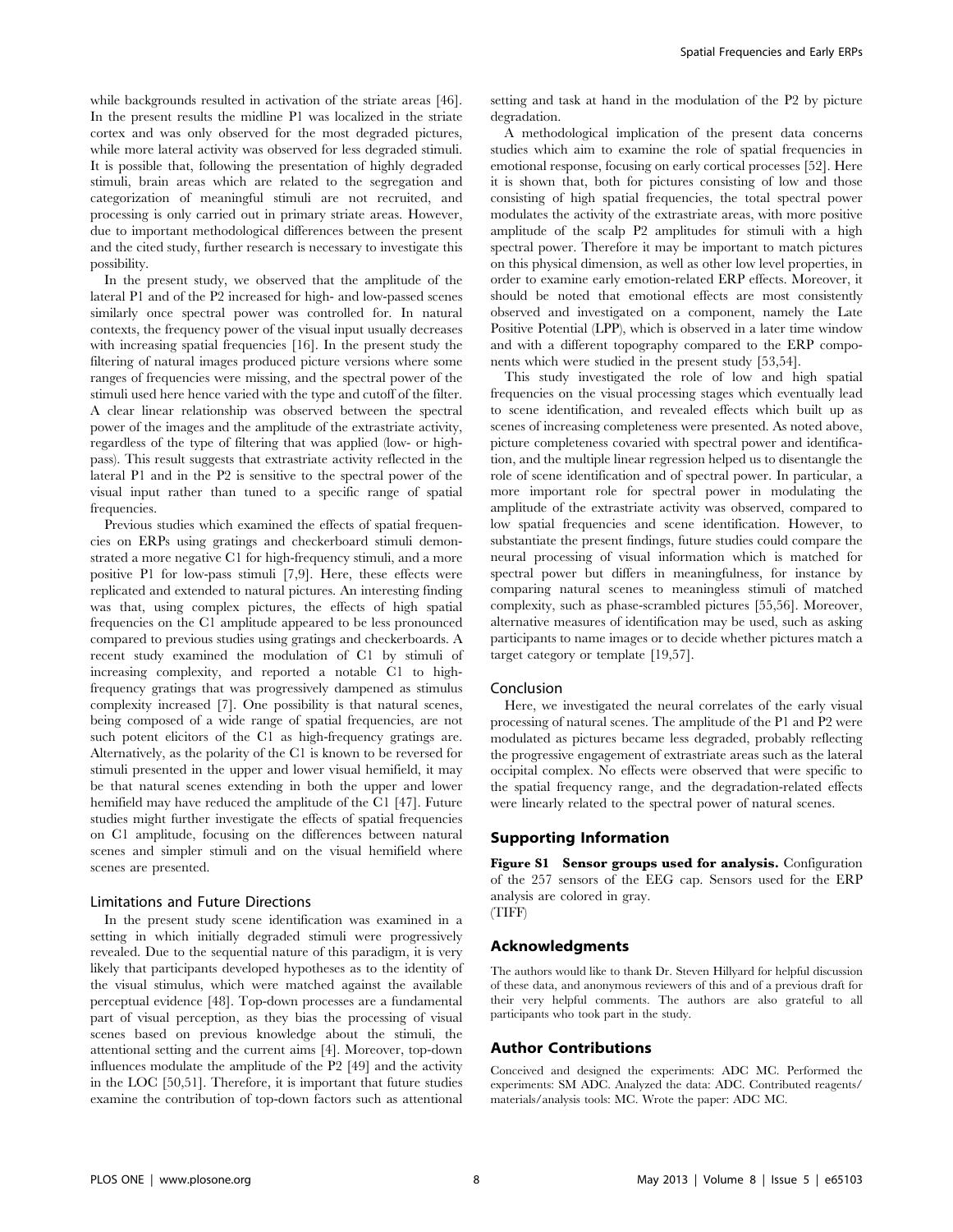while backgrounds resulted in activation of the striate areas [46]. In the present results the midline P1 was localized in the striate cortex and was only observed for the most degraded pictures, while more lateral activity was observed for less degraded stimuli. It is possible that, following the presentation of highly degraded stimuli, brain areas which are related to the segregation and categorization of meaningful stimuli are not recruited, and processing is only carried out in primary striate areas. However, due to important methodological differences between the present and the cited study, further research is necessary to investigate this possibility.

In the present study, we observed that the amplitude of the lateral P1 and of the P2 increased for high- and low-passed scenes similarly once spectral power was controlled for. In natural contexts, the frequency power of the visual input usually decreases with increasing spatial frequencies [16]. In the present study the filtering of natural images produced picture versions where some ranges of frequencies were missing, and the spectral power of the stimuli used here hence varied with the type and cutoff of the filter. A clear linear relationship was observed between the spectral power of the images and the amplitude of the extrastriate activity, regardless of the type of filtering that was applied (low- or high-pass). This result suggests that extrastriate activity reflected in the lateral P1 and in the P2 is sensitive to the spectral power of the visual input rather than tuned to a specific range of spatial frequencies.

Previous studies which examined the effects of spatial frequencies on ERPs using gratings and checkerboard stimuli demonstrated a more negative C1 for high-frequency stimuli, and a more positive P1 for low-pass stimuli [7,9]. Here, these effects were replicated and extended to natural pictures. An interesting finding was that, using complex pictures, the effects of high spatial frequencies on the C1 amplitude appeared to be less pronounced compared to previous studies using gratings and checkerboards. A recent study examined the modulation of C1 by stimuli of increasing complexity, and reported a notable C1 to high-frequency gratings that was progressively dampened as stimulus complexity increased [7]. One possibility is that natural scenes, being composed of a wide range of spatial frequencies, are not such potent elicitors of the C1 as high-frequency gratings are. Alternatively, as the polarity of the C1 is known to be reversed for stimuli presented in the upper and lower visual hemifield, it may be that natural scenes extending in both the upper and lower hemifield may have reduced the amplitude of the C1 [47]. Future studies might further investigate the effects of spatial frequencies on C1 amplitude, focusing on the differences between natural scenes and simpler stimuli and on the visual hemifield where scenes are presented.

### Limitations and Future Directions

In the present study scene identification was examined in a setting in which initially degraded stimuli were progressively revealed. Due to the sequential nature of this paradigm, it is very likely that participants developed hypotheses as to the identity of the visual stimulus, which were matched against the available perceptual evidence [48]. Top-down processes are a fundamental part of visual perception, as they bias the processing of visual scenes based on previous knowledge about the stimuli, the attentional setting and the current aims [4]. Moreover, top-down influences modulate the amplitude of the P2 [49] and the activity in the LOC [50,51]. Therefore, it is important that future studies examine the contribution of top-down factors such as attentional setting and task at hand in the modulation of the P2 by picture degradation.

A methodological implication of the present data concerns studies which aim to examine the role of spatial frequencies in emotional response, focusing on early cortical processes [52]. Here it is shown that, both for pictures consisting of low and those consisting of high spatial frequencies, the total spectral power modulates the activity of the extrastriate areas, with more positive amplitude of the scalp P2 amplitudes for stimuli with a high spectral power. Therefore it may be important to match pictures on this physical dimension, as well as other low level properties, in order to examine early emotion-related ERP effects. Moreover, it should be noted that emotional effects are most consistently observed and investigated on a component, namely the Late Positive Potential (LPP), which is observed in a later time window and with a different topography compared to the ERP components which were studied in the present study [53,54].

This study investigated the role of low and high spatial frequencies on the visual processing stages which eventually lead to scene identification, and revealed effects which built up as scenes of increasing completeness were presented. As noted above, picture completeness covaried with spectral power and identification, and the multiple linear regression helped us to disentangle the role of scene identification and of spectral power. In particular, a more important role for spectral power in modulating the amplitude of the extrastriate activity was observed, compared to low spatial frequencies and scene identification. However, to substantiate the present findings, future studies could compare the neural processing of visual information which is matched for spectral power but differs in meaningfulness, for instance by comparing natural scenes to meaningless stimuli of matched complexity, such as phase-scrambled pictures [55,56]. Moreover, alternative measures of identification may be used, such as asking participants to name images or to decide whether pictures match a target category or template [19,57].

### Conclusion

Here, we investigated the neural correlates of the early visual processing of natural scenes. The amplitude of the P1 and P2 were modulated as pictures became less degraded, probably reflecting the progressive engagement of extrastriate areas such as the lateral occipital complex. No effects were observed that were specific to the spatial frequency range, and the degradation-related effects were linearly related to the spectral power of natural scenes.

## Supporting Information

**Figure S1 Sensor groups used for analysis.** Configuration of the 257 sensors of the EEG cap. Sensors used for the ERP analysis are colored in gray.
(TIFF)

## Acknowledgments

The authors would like to thank Dr. Steven Hillyard for helpful discussion of these data, and anonymous reviewers of this and of a previous draft for their very helpful comments. The authors are also grateful to all participants who took part in the study.

## Author Contributions

Conceived and designed the experiments: ADC MC. Performed the experiments: SM ADC. Analyzed the data: ADC. Contributed reagents/materials/analysis tools: MC. Wrote the paper: ADC MC.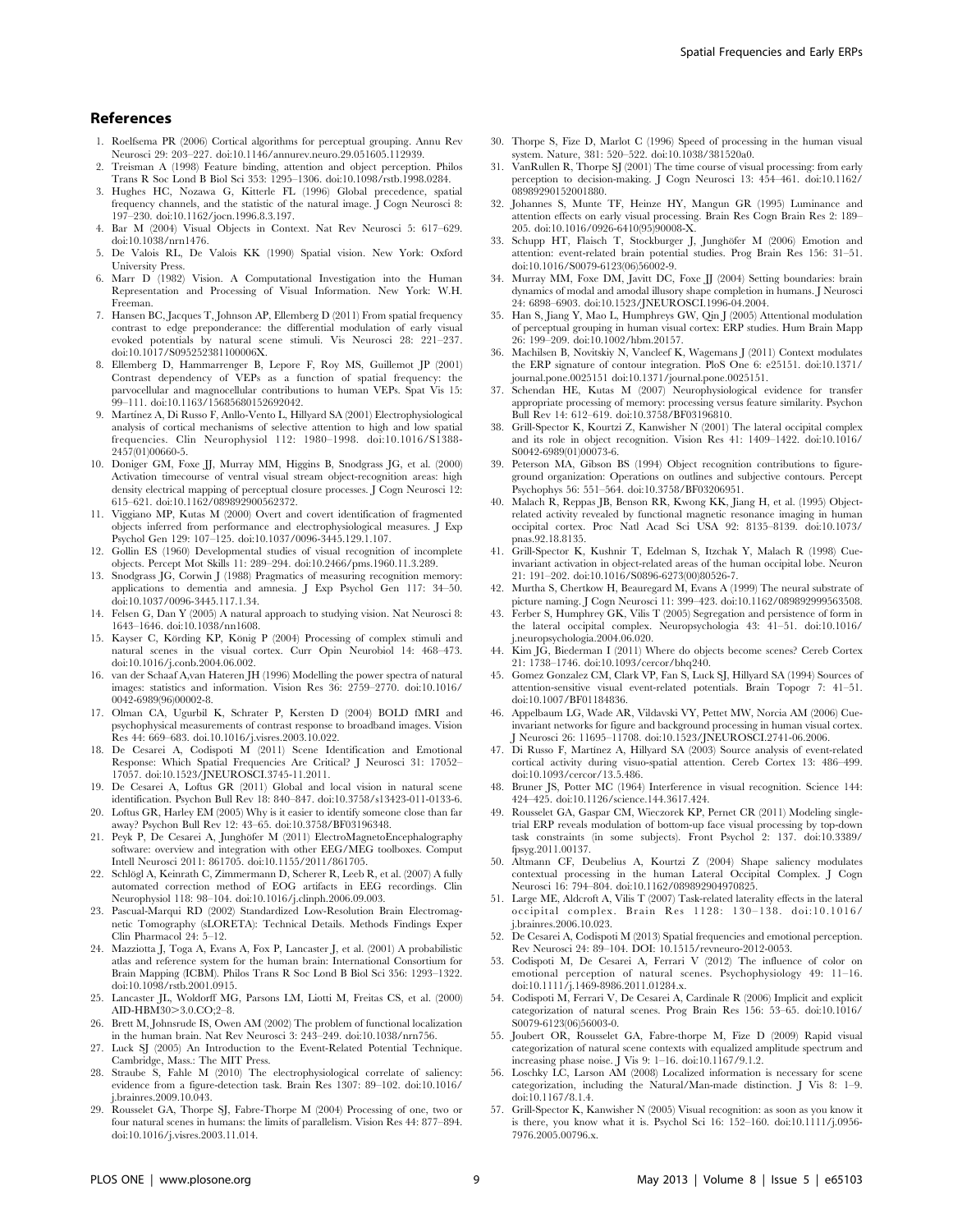## References

1. Roelfsema PR (2006) Cortical algorithms for perceptual grouping. Annu Rev Neurosci 29: 203–227. doi:10.1146/annurev.neuro.29.051605.112939.
2. Treisman A (1998) Feature binding, attention and object perception. Philos Trans R Soc Lond B Biol Sci 353: 1295–1306. doi:10.1098/rstb.1998.0284.
3. Hughes HC, Nozawa G, Kitterle FL (1996) Global precedence, spatial frequency channels, and the statistic of the natural image. J Cogn Neurosci 8: 197–230. doi:10.1162/jocn.1996.8.3.197.
4. Bar M (2004) Visual Objects in Context. Nat Rev Neurosci 5: 617–629. doi:10.1038/nrn1476.
5. De Valois RL, De Valois KK (1990) Spatial vision. New York: Oxford University Press.
6. Marr D (1982) Vision. A Computational Investigation into the Human Representation and Processing of Visual Information. New York: W.H. Freeman.
7. Hansen BC, Jacques T, Johnson AP, Ellemberg D (2011) From spatial frequency contrast to edge preponderance: the differential modulation of early visual evoked potentials by natural scene stimuli. Vis Neurosci 28: 221–237. doi:10.1017/S095252381100006X.
8. Ellemberg D, Hammarrenger B, Lepore F, Roy MS, Guillemot JP (2001) Contrast dependency of VEPs as a function of spatial frequency: the parvocellular and magnocellular contributions to human VEPs. Spat Vis 15: 99–111. doi:10.1163/15685680152692042.
9. Martínez A, Di Russo F, Anllo-Vento L, Hillyard SA (2001) Electrophysiological analysis of cortical mechanisms of selective attention to high and low spatial frequencies. Clin Neurophysiol 112: 1980–1998. doi:10.1016/S1388-2457(01)00660-5.
10. Doniger GM, Foxe JJ, Murray MM, Higgins B, Snodgrass JG, et al. (2000) Activation timecourse of ventral visual stream object-recognition areas: high density electrical mapping of perceptual closure processes. J Cogn Neurosci 12: 615–621. doi:10.1162/089892900562372.
11. Viggiano MP, Kutas M (2000) Overt and covert identification of fragmented objects inferred from performance and electrophysiological measures. J Exp Psychol Gen 129: 107–125. doi:10.1037/0096-3445.129.1.107.
12. Gollin ES (1960) Developmental studies of visual recognition of incomplete objects. Percept Mot Skills 11: 289–294. doi:10.2466/pms.1960.11.3.289.
13. Snodgrass JG, Corwin J (1988) Pragmatics of measuring recognition memory: applications to dementia and amnesia. J Exp Psychol Gen 117: 34–50. doi:10.1037/0096-3445.117.1.34.
14. Felsen G, Dan Y (2005) A natural approach to studying vision. Nat Neurosci 8: 1643–1646. doi:10.1038/nn1608.
15. Kayser C, Körding KP, König P (2004) Processing of complex stimuli and natural scenes in the visual cortex. Curr Opin Neurobiol 14: 468–473. doi:10.1016/j.conb.2004.06.002.
16. van der Schaaf A,van Hateren JH (1996) Modelling the power spectra of natural images: statistics and information. Vision Res 36: 2759–2770. doi:10.1016/0042-6989(96)00002-8.
17. Olman CA, Ugurbil K, Schrater P, Kersten D (2004) BOLD fMRI and psychophysical measurements of contrast response to broadband images. Vision Res 44: 669–683. doi.10.1016/j.visres.2003.10.022.
18. De Cesarei A, Codispoti M (2011) Scene Identification and Emotional Response: Which Spatial Frequencies Are Critical? J Neurosci 31: 17052–17057. doi:10.1523/JNEUROSCI.3745-11.2011.
19. De Cesarei A, Loftus GR (2011) Global and local vision in natural scene identification. Psychon Bull Rev 18: 840–847. doi:10.3758/s13423-011-0133-6.
20. Loftus GR, Harley EM (2005) Why is it easier to identify someone close than far away? Psychon Bull Rev 12: 43–65. doi:10.3758/BF03196348.
21. Peyk P, De Cesarei A, Junghöfer M (2011) ElectroMagnetoEncephalography software: overview and integration with other EEG/MEG toolboxes. Comput Intell Neurosci 2011: 861705. doi:10.1155/2011/861705.
22. Schlögl A, Keinrath C, Zimmermann D, Scherer R, Leeb R, et al. (2007) A fully automated correction method of EOG artifacts in EEG recordings. Clin Neurophysiol 118: 98–104. doi:10.1016/j.clinph.2006.09.003.
23. Pascual-Marqui RD (2002) Standardized Low-Resolution Brain Electromagnetic Tomography (sLORETA): Technical Details. Methods Findings Exper Clin Pharmacol 24: 5–12.
24. Mazziotta J, Toga A, Evans A, Fox P, Lancaster J, et al. (2001) A probabilistic atlas and reference system for the human brain: International Consortium for Brain Mapping (ICBM). Philos Trans R Soc Lond B Biol Sci 356: 1293–1322. doi:10.1098/rstb.2001.0915.
25. Lancaster JL, Woldorff MG, Parsons LM, Liotti M, Freitas CS, et al. (2000) AID-HBM30>3.0.CO;2–8.
26. Brett M, Johnsrude IS, Owen AM (2002) The problem of functional localization in the human brain. Nat Rev Neurosci 3: 243–249. doi:10.1038/nrn756.
27. Luck SJ (2005) An Introduction to the Event-Related Potential Technique. Cambridge, Mass.: The MIT Press.
28. Straube S, Fahle M (2010) The electrophysiological correlate of saliency: evidence from a figure-detection task. Brain Res 1307: 89–102. doi:10.1016/j.brainres.2009.10.043.
29. Rousselet GA, Thorpe SJ, Fabre-Thorpe M (2004) Processing of one, two or four natural scenes in humans: the limits of parallelism. Vision Res 44: 877–894. doi:10.1016/j.visres.2003.11.014.
30. Thorpe S, Fize D, Marlot C (1996) Speed of processing in the human visual system. Nature, 381: 520–522. doi:10.1038/381520a0.
31. VanRullen R, Thorpe SJ (2001) The time course of visual processing: from early perception to decision-making. J Cogn Neurosci 13: 454–461. doi:10.1162/08989290152001880.
32. Johannes S, Munte TF, Heinze HY, Mangun GR (1995) Luminance and attention effects on early visual processing. Brain Res Cogn Brain Res 2: 189–205. doi:10.1016/0926-6410(95)90008-X.
33. Schupp HT, Flaisch T, Stockburger J, Junghöfer M (2006) Emotion and attention: event-related brain potential studies. Prog Brain Res 156: 31–51. doi:10.1016/S0079-6123(06)56002-9.
34. Murray MM, Foxe DM, Javitt DC, Foxe JJ (2004) Setting boundaries: brain dynamics of modal and amodal illusory shape completion in humans. J Neurosci 24: 6898–6903. doi:10.1523/JNEUROSCI.1996-04.2004.
35. Han S, Jiang Y, Mao L, Humphreys GW, Qin J (2005) Attentional modulation of perceptual grouping in human visual cortex: ERP studies. Hum Brain Mapp 26: 199–209. doi:10.1002/hbm.20157.
36. Machilsen B, Novitskiy N, Vancleef K, Wagemans J (2011) Context modulates the ERP signature of contour integration. PloS One 6: e25151. doi:10.1371/journal.pone.0025151 doi:10.1371/journal.pone.0025151.
37. Schendan HE, Kutas M (2007) Neurophysiological evidence for transfer appropriate processing of memory: processing versus feature similarity. Psychon Bull Rev 14: 612–619. doi:10.3758/BF03196810.
38. Grill-Spector K, Kourtzi Z, Kanwisher N (2001) The lateral occipital complex and its role in object recognition. Vision Res 41: 1409–1422. doi:10.1016/S0042-6989(01)00073-6.
39. Peterson MA, Gibson BS (1994) Object recognition contributions to figure-ground organization: Operations on outlines and subjective contours. Percept Psychophys 56: 551–564. doi:10.3758/BF03206951.
40. Malach R, Reppas JB, Benson RR, Kwong KK, Jiang H, et al. (1995) Object-related activity revealed by functional magnetic resonance imaging in human occipital cortex. Proc Natl Acad Sci USA 92: 8135–8139. doi:10.1073/pnas.92.18.8135.
41. Grill-Spector K, Kushnir T, Edelman S, Itzchak Y, Malach R (1998) Cue-invariant activation in object-related areas of the human occipital lobe. Neuron 21: 191–202. doi:10.1016/S0896-6273(00)80526-7.
42. Murtha S, Chertkow H, Beauregard M, Evans A (1999) The neural substrate of picture naming. J Cogn Neurosci 11: 399–423. doi:10.1162/089892999563508.
43. Ferber S, Humphrey GK, Vilis T (2005) Segregation and persistence of form in the lateral occipital complex. Neuropsychologia 43: 41–51. doi:10.1016/j.neuropsychologia.2004.06.020.
44. Kim JG, Biederman I (2011) Where do objects become scenes? Cereb Cortex 21: 1738–1746. doi:10.1093/cercor/bhq240.
45. Gomez Gonzalez CM, Clark VP, Fan S, Luck SJ, Hillyard SA (1994) Sources of attention-sensitive visual event-related potentials. Brain Topogr 7: 41–51. doi:10.1007/BF01184836.
46. Appelbaum LG, Wade AR, Vildavski VY, Pettet MW, Norcia AM (2006) Cue-invariant networks for figure and background processing in human visual cortex. J Neurosci 26: 11695–11708. doi:10.1523/JNEUROSCI.2741-06.2006.
47. Di Russo F, Martínez A, Hillyard SA (2003) Source analysis of event-related cortical activity during visuo-spatial attention. Cereb Cortex 13: 486–499. doi:10.1093/cercor/13.5.486.
48. Bruner JS, Potter MC (1964) Interference in visual recognition. Science 144: 424–425. doi:10.1126/science.144.3617.424.
49. Rousselet GA, Gaspar CM, Wieczorek KP, Pernet CR (2011) Modeling single-trial ERP reveals modulation of bottom-up face visual processing by top-down task constraints (in some subjects). Front Psychol 2: 137. doi:10.3389/fpsyg.2011.00137.
50. Altmann CF, Deubelius A, Kourtzi Z (2004) Shape saliency modulates contextual processing in the human Lateral Occipital Complex. J Cogn Neurosci 16: 794–804. doi:10.1162/089892904970825.
51. Large ME, Aldcroft A, Vilis T (2007) Task-related laterality effects in the lateral occipital complex. Brain Res 1128: 130–138. doi:10.1016/j.brainres.2006.10.023.
52. De Cesarei A, Codispoti M (2013) Spatial frequencies and emotional perception. Rev Neurosci 24: 89–104. DOI: 10.1515/revneuro-2012-0053.
53. Codispoti M, De Cesarei A, Ferrari V (2012) The influence of color on emotional perception of natural scenes. Psychophysiology 49: 11–16. doi:10.1111/j.1469-8986.2011.01284.x.
54. Codispoti M, Ferrari V, De Cesarei A, Cardinale R (2006) Implicit and explicit categorization of natural scenes. Prog Brain Res 156: 53–65. doi:10.1016/S0079-6123(06)56003-0.
55. Joubert OR, Rousselet GA, Fabre-thorpe M, Fize D (2009) Rapid visual categorization of natural scene contexts with equalized amplitude spectrum and increasing phase noise. J Vis 9: 1–16. doi:10.1167/9.1.2.
56. Loschky LC, Larson AM (2008) Localized information is necessary for scene categorization, including the Natural/Man-made distinction. J Vis 8: 1–9. doi:10.1167/8.1.4.
57. Grill-Spector K, Kanwisher N (2005) Visual recognition: as soon as you know it is there, you know what it is. Psychol Sci 16: 152–160. doi:10.1111/j.0956-7976.2005.00796.x.